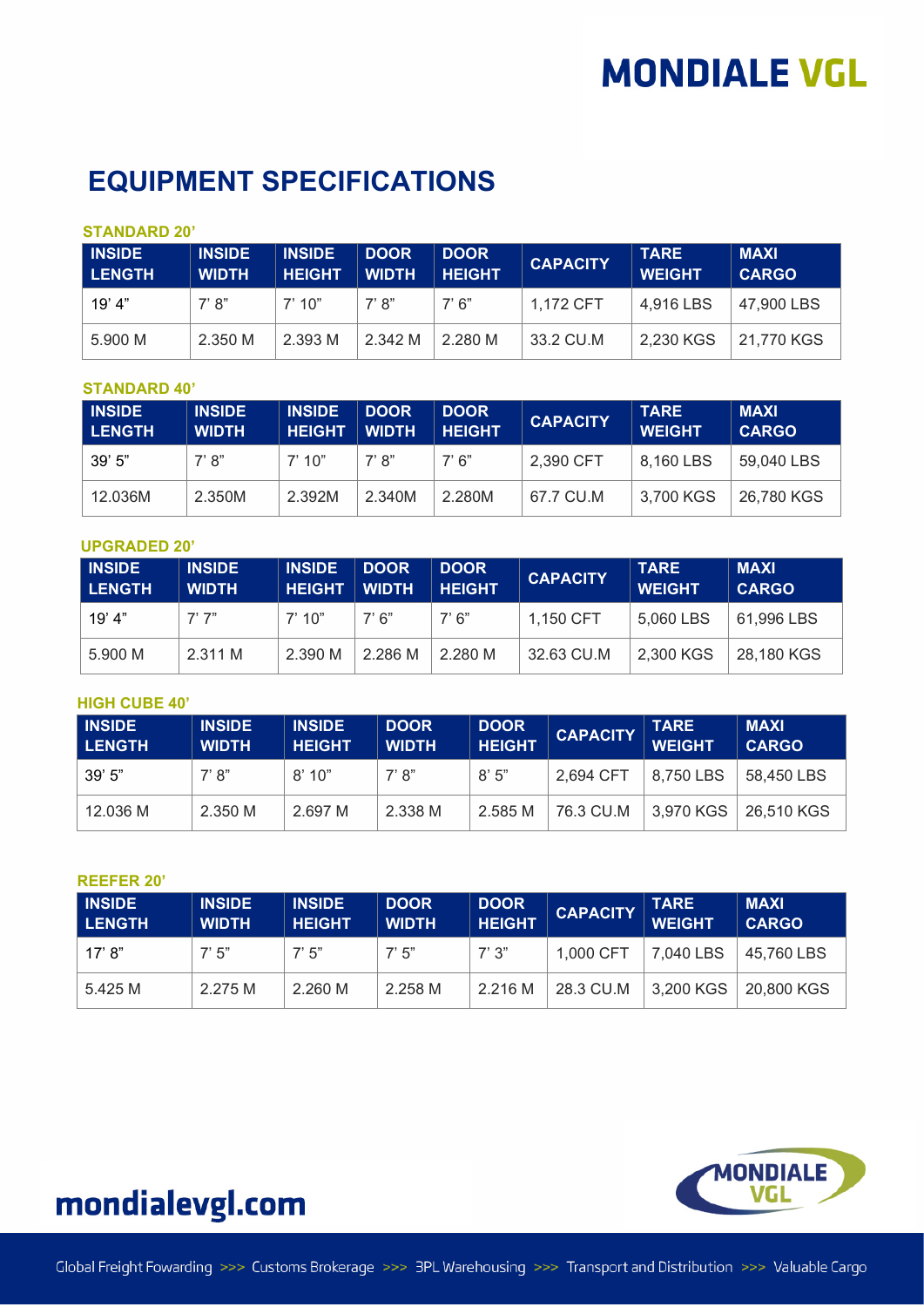# MONDIALE VGL

## EQUIPMENT SPECIFICATIONS

### STANDARD 20'

| INSIDE LENGTH | INSIDE WIDTH | INSIDE HEIGHT | DOOR WIDTH | DOOR HEIGHT | CAPACITY | TARE WEIGHT | MAXI CARGO |
|---|---|---|---|---|---|---|---|
| 19' 4" | 7' 8" | 7' 10" | 7' 8" | 7' 6" | 1,172 CFT | 4,916 LBS | 47,900 LBS |
| 5.900 M | 2.350 M | 2.393 M | 2.342 M | 2.280 M | 33.2 CU.M | 2,230 KGS | 21,770 KGS |

### STANDARD 40'

| INSIDE LENGTH | INSIDE WIDTH | INSIDE HEIGHT | DOOR WIDTH | DOOR HEIGHT | CAPACITY | TARE WEIGHT | MAXI CARGO |
|---|---|---|---|---|---|---|---|
| 39' 5" | 7' 8" | 7' 10" | 7' 8" | 7' 6" | 2,390 CFT | 8,160 LBS | 59,040 LBS |
| 12.036M | 2.350M | 2.392M | 2.340M | 2.280M | 67.7 CU.M | 3,700 KGS | 26,780 KGS |

### UPGRADED 20'

| INSIDE LENGTH | INSIDE WIDTH | INSIDE HEIGHT | DOOR WIDTH | DOOR HEIGHT | CAPACITY | TARE WEIGHT | MAXI CARGO |
|---|---|---|---|---|---|---|---|
| 19' 4" | 7' 7" | 7' 10" | 7' 6" | 7' 6" | 1,150 CFT | 5,060 LBS | 61,996 LBS |
| 5.900 M | 2.311 M | 2.390 M | 2.286 M | 2.280 M | 32.63 CU.M | 2,300 KGS | 28,180 KGS |

### HIGH CUBE 40'

| INSIDE LENGTH | INSIDE WIDTH | INSIDE HEIGHT | DOOR WIDTH | DOOR HEIGHT | CAPACITY | TARE WEIGHT | MAXI CARGO |
|---|---|---|---|---|---|---|---|
| 39' 5" | 7' 8" | 8' 10" | 7' 8" | 8' 5" | 2,694 CFT | 8,750 LBS | 58,450 LBS |
| 12.036 M | 2.350 M | 2.697 M | 2.338 M | 2.585 M | 76.3 CU.M | 3,970 KGS | 26,510 KGS |

### REEFER 20'

| INSIDE LENGTH | INSIDE WIDTH | INSIDE HEIGHT | DOOR WIDTH | DOOR HEIGHT | CAPACITY | TARE WEIGHT | MAXI CARGO |
|---|---|---|---|---|---|---|---|
| 17' 8" | 7' 5" | 7' 5" | 7' 5" | 7' 3" | 1,000 CFT | 7,040 LBS | 45,760 LBS |
| 5.425 M | 2.275 M | 2.260 M | 2.258 M | 2.216 M | 28.3 CU.M | 3,200 KGS | 20,800 KGS |

mondialevgl.com

MONDIALE VGL

Global Freight Forwarding >>> Customs Brokerage >>> 3PL Warehousing >>> Transport and Distribution >>> Valuable Cargo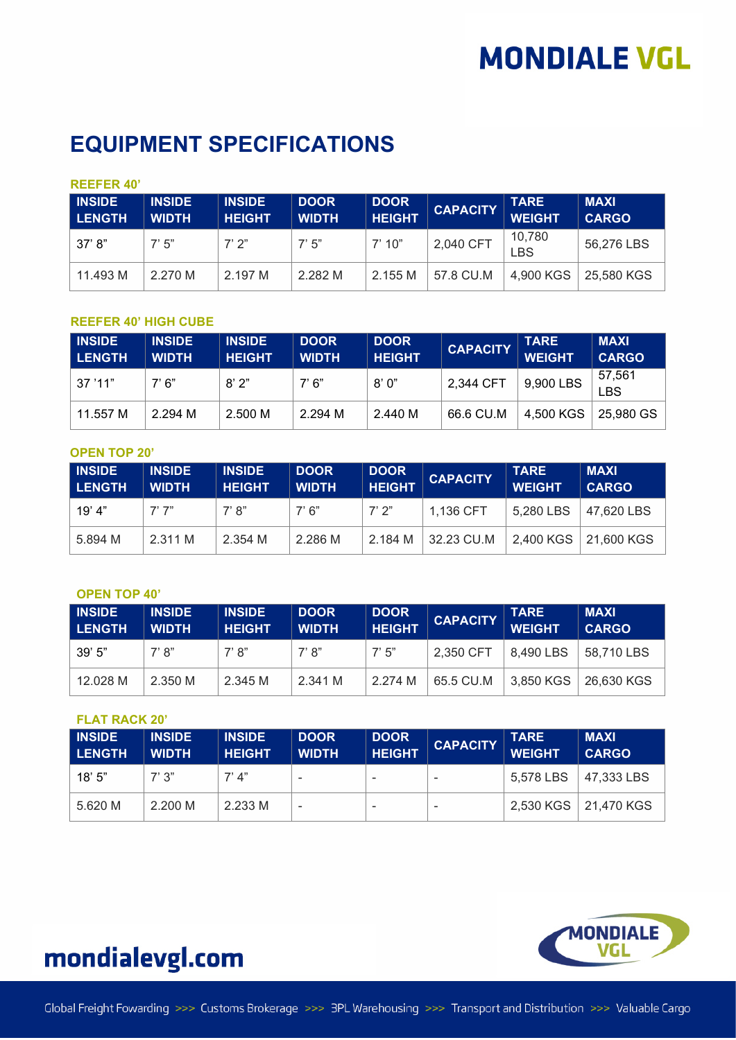# EQUIPMENT SPECIFICATIONS

### REEFER 40'

| INSIDE LENGTH | INSIDE WIDTH | INSIDE HEIGHT | DOOR WIDTH | DOOR HEIGHT | CAPACITY | TARE WEIGHT | MAXI CARGO |
|---|---|---|---|---|---|---|---|
| 37' 8" | 7' 5" | 7' 2" | 7' 5" | 7' 10" | 2,040 CFT | 10,780 LBS | 56,276 LBS |
| 11.493 M | 2.270 M | 2.197 M | 2.282 M | 2.155 M | 57.8 CU.M | 4,900 KGS | 25,580 KGS |

### REEFER 40' HIGH CUBE

| INSIDE LENGTH | INSIDE WIDTH | INSIDE HEIGHT | DOOR WIDTH | DOOR HEIGHT | CAPACITY | TARE WEIGHT | MAXI CARGO |
|---|---|---|---|---|---|---|---|
| 37 '11" | 7' 6" | 8' 2" | 7' 6" | 8' 0" | 2,344 CFT | 9,900 LBS | 57,561 LBS |
| 11.557 M | 2.294 M | 2.500 M | 2.294 M | 2.440 M | 66.6 CU.M | 4,500 KGS | 25,980 GS |

### OPEN TOP 20'

| INSIDE LENGTH | INSIDE WIDTH | INSIDE HEIGHT | DOOR WIDTH | DOOR HEIGHT | CAPACITY | TARE WEIGHT | MAXI CARGO |
|---|---|---|---|---|---|---|---|
| 19' 4" | 7' 7" | 7' 8" | 7' 6" | 7' 2" | 1,136 CFT | 5,280 LBS | 47,620 LBS |
| 5.894 M | 2.311 M | 2.354 M | 2.286 M | 2.184 M | 32.23 CU.M | 2,400 KGS | 21,600 KGS |

### OPEN TOP 40'

| INSIDE LENGTH | INSIDE WIDTH | INSIDE HEIGHT | DOOR WIDTH | DOOR HEIGHT | CAPACITY | TARE WEIGHT | MAXI CARGO |
|---|---|---|---|---|---|---|---|
| 39' 5" | 7' 8" | 7' 8" | 7' 8" | 7' 5" | 2,350 CFT | 8,490 LBS | 58,710 LBS |
| 12.028 M | 2.350 M | 2.345 M | 2.341 M | 2.274 M | 65.5 CU.M | 3,850 KGS | 26,630 KGS |

### FLAT RACK 20'

| INSIDE LENGTH | INSIDE WIDTH | INSIDE HEIGHT | DOOR WIDTH | DOOR HEIGHT | CAPACITY | TARE WEIGHT | MAXI CARGO |
|---|---|---|---|---|---|---|---|
| 18' 5" | 7' 3" | 7' 4" | - | - | - | 5,578 LBS | 47,333 LBS |
| 5.620 M | 2.200 M | 2.233 M | - | - | - | 2,530 KGS | 21,470 KGS |

mondialevgl.com

Global Freight Forwarding >>> Customs Brokerage >>> 3PL Warehousing >>> Transport and Distribution >>> Valuable Cargo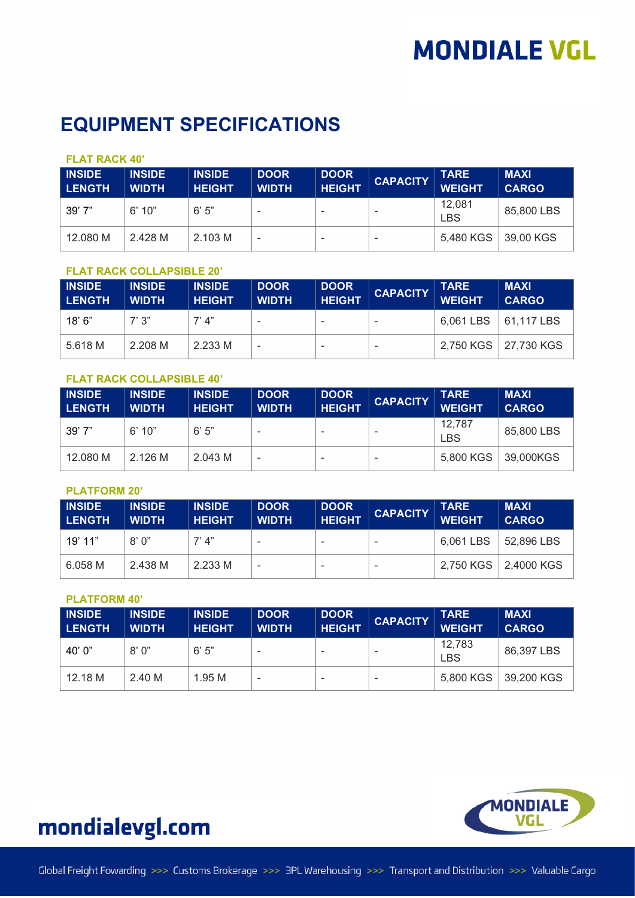# EQUIPMENT SPECIFICATIONS

### FLAT RACK 40'

| INSIDE LENGTH | INSIDE WIDTH | INSIDE HEIGHT | DOOR WIDTH | DOOR HEIGHT | CAPACITY | TARE WEIGHT | MAXI CARGO |
|---|---|---|---|---|---|---|---|
| 39' 7" | 6' 10" | 6' 5" | - | - | - | 12,081 LBS | 85,800 LBS |
| 12.080 M | 2.428 M | 2.103 M | - | - | - | 5,480 KGS | 39,00 KGS |

### FLAT RACK COLLAPSIBLE 20'

| INSIDE LENGTH | INSIDE WIDTH | INSIDE HEIGHT | DOOR WIDTH | DOOR HEIGHT | CAPACITY | TARE WEIGHT | MAXI CARGO |
|---|---|---|---|---|---|---|---|
| 18' 6" | 7' 3" | 7' 4" | - | - | - | 6,061 LBS | 61,117 LBS |
| 5.618 M | 2.208 M | 2.233 M | - | - | - | 2,750 KGS | 27,730 KGS |

### FLAT RACK COLLAPSIBLE 40'

| INSIDE LENGTH | INSIDE WIDTH | INSIDE HEIGHT | DOOR WIDTH | DOOR HEIGHT | CAPACITY | TARE WEIGHT | MAXI CARGO |
|---|---|---|---|---|---|---|---|
| 39' 7" | 6' 10" | 6' 5" | - | - | - | 12,787 LBS | 85,800 LBS |
| 12.080 M | 2.126 M | 2.043 M | - | - | - | 5,800 KGS | 39,000KGS |

### PLATFORM 20'

| INSIDE LENGTH | INSIDE WIDTH | INSIDE HEIGHT | DOOR WIDTH | DOOR HEIGHT | CAPACITY | TARE WEIGHT | MAXI CARGO |
|---|---|---|---|---|---|---|---|
| 19' 11" | 8' 0" | 7' 4" | - | - | - | 6,061 LBS | 52,896 LBS |
| 6.058 M | 2.438 M | 2.233 M | - | - | - | 2,750 KGS | 2,4000 KGS |

### PLATFORM 40'

| INSIDE LENGTH | INSIDE WIDTH | INSIDE HEIGHT | DOOR WIDTH | DOOR HEIGHT | CAPACITY | TARE WEIGHT | MAXI CARGO |
|---|---|---|---|---|---|---|---|
| 40' 0" | 8' 0" | 6' 5" | - | - | - | 12,783 LBS | 86,397 LBS |
| 12.18 M | 2.40 M | 1.95 M | - | - | - | 5,800 KGS | 39,200 KGS |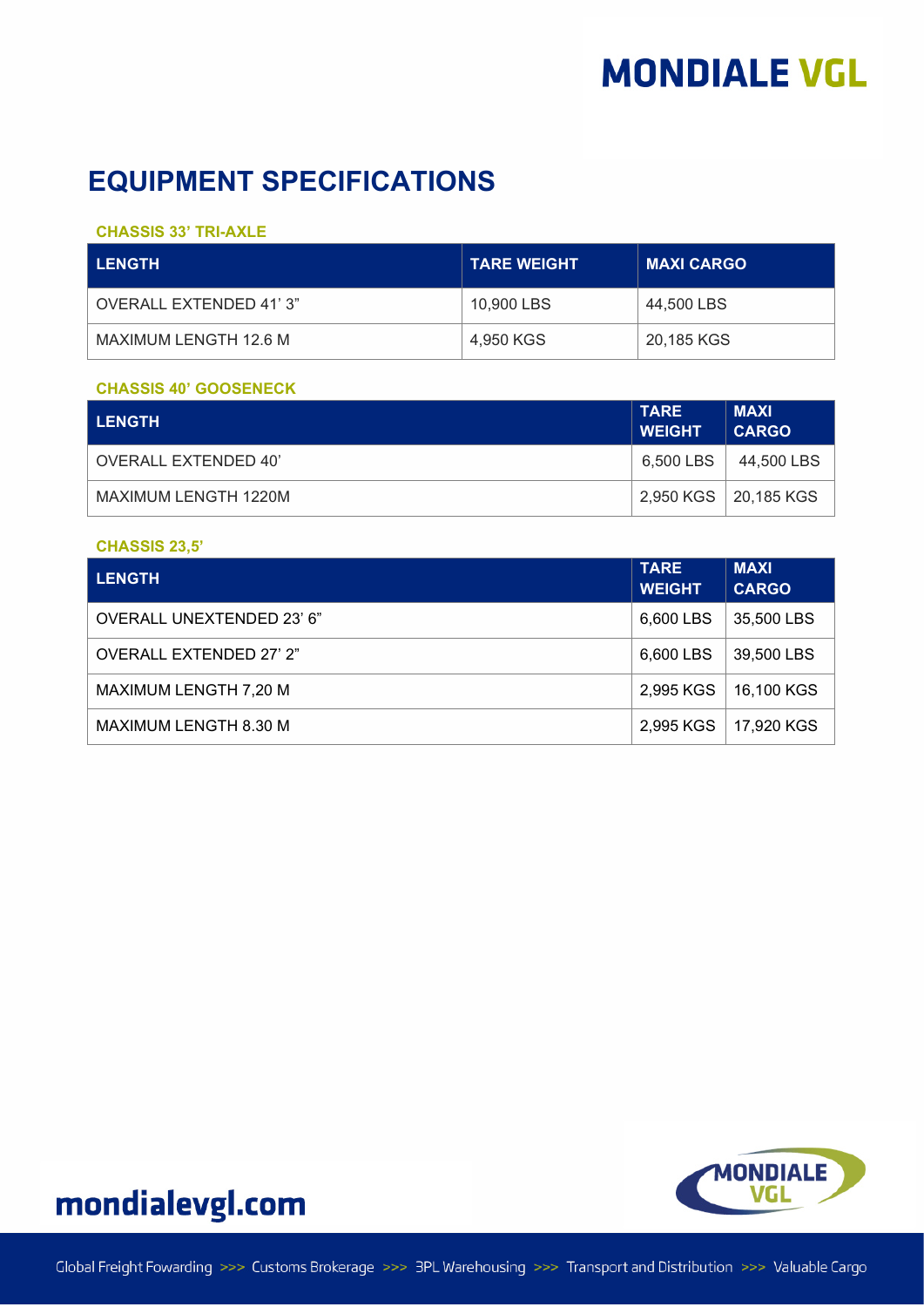# EQUIPMENT SPECIFICATIONS

### CHASSIS 33' TRI-AXLE

| LENGTH | TARE WEIGHT | MAXI CARGO |
|---|---|---|
| OVERALL EXTENDED 41' 3" | 10,900 LBS | 44,500 LBS |
| MAXIMUM LENGTH 12.6 M | 4,950 KGS | 20,185 KGS |

### CHASSIS 40' GOOSENECK

| LENGTH | TARE WEIGHT | MAXI CARGO |
|---|---|---|
| OVERALL EXTENDED 40' | 6,500 LBS | 44,500 LBS |
| MAXIMUM LENGTH 1220M | 2,950 KGS | 20,185 KGS |

### CHASSIS 23,5'

| LENGTH | TARE WEIGHT | MAXI CARGO |
|---|---|---|
| OVERALL UNEXTENDED 23' 6" | 6,600 LBS | 35,500 LBS |
| OVERALL EXTENDED 27' 2" | 6,600 LBS | 39,500 LBS |
| MAXIMUM LENGTH 7,20 M | 2,995 KGS | 16,100 KGS |
| MAXIMUM LENGTH 8.30 M | 2,995 KGS | 17,920 KGS |